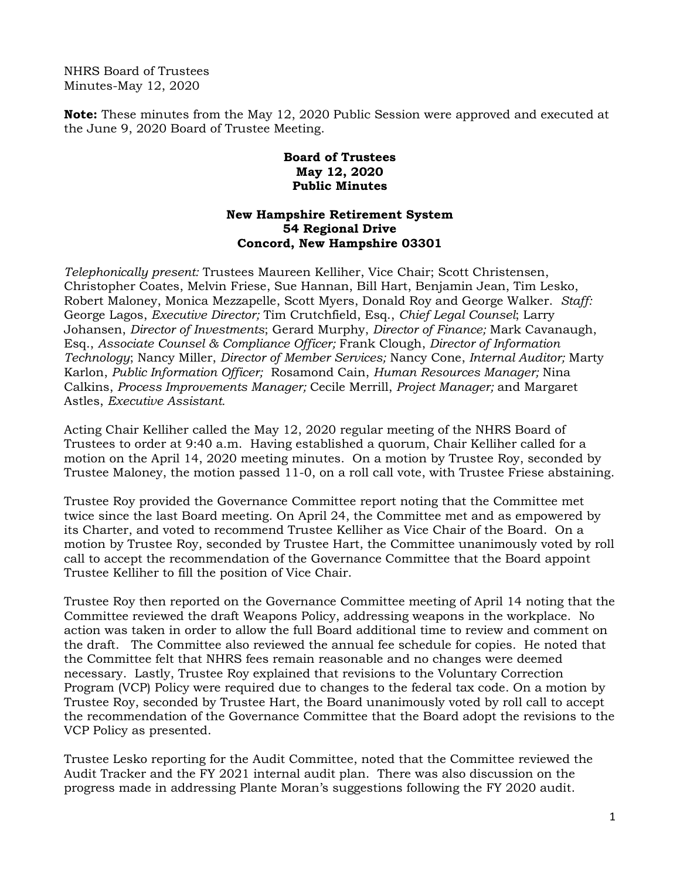NHRS Board of Trustees
Minutes-May 12, 2020

**Note:** These minutes from the May 12, 2020 Public Session were approved and executed at the June 9, 2020 Board of Trustee Meeting.

**Board of Trustees**
**May 12, 2020**
**Public Minutes**

**New Hampshire Retirement System**
**54 Regional Drive**
**Concord, New Hampshire 03301**

*Telephonically present:* Trustees Maureen Kelliher, Vice Chair; Scott Christensen, Christopher Coates, Melvin Friese, Sue Hannan, Bill Hart, Benjamin Jean, Tim Lesko, Robert Maloney, Monica Mezzapelle, Scott Myers, Donald Roy and George Walker. *Staff:* George Lagos, *Executive Director;* Tim Crutchfield, Esq., *Chief Legal Counsel*; Larry Johansen, *Director of Investments*; Gerard Murphy, *Director of Finance;* Mark Cavanaugh, Esq., *Associate Counsel & Compliance Officer;* Frank Clough, *Director of Information Technology*; Nancy Miller, *Director of Member Services;* Nancy Cone, *Internal Auditor;* Marty Karlon, *Public Information Officer;* Rosamond Cain, *Human Resources Manager;* Nina Calkins, *Process Improvements Manager;* Cecile Merrill, *Project Manager;* and Margaret Astles, *Executive Assistant.*

Acting Chair Kelliher called the May 12, 2020 regular meeting of the NHRS Board of Trustees to order at 9:40 a.m. Having established a quorum, Chair Kelliher called for a motion on the April 14, 2020 meeting minutes. On a motion by Trustee Roy, seconded by Trustee Maloney, the motion passed 11-0, on a roll call vote, with Trustee Friese abstaining.

Trustee Roy provided the Governance Committee report noting that the Committee met twice since the last Board meeting. On April 24, the Committee met and as empowered by its Charter, and voted to recommend Trustee Kelliher as Vice Chair of the Board. On a motion by Trustee Roy, seconded by Trustee Hart, the Committee unanimously voted by roll call to accept the recommendation of the Governance Committee that the Board appoint Trustee Kelliher to fill the position of Vice Chair.

Trustee Roy then reported on the Governance Committee meeting of April 14 noting that the Committee reviewed the draft Weapons Policy, addressing weapons in the workplace. No action was taken in order to allow the full Board additional time to review and comment on the draft. The Committee also reviewed the annual fee schedule for copies. He noted that the Committee felt that NHRS fees remain reasonable and no changes were deemed necessary. Lastly, Trustee Roy explained that revisions to the Voluntary Correction Program (VCP) Policy were required due to changes to the federal tax code. On a motion by Trustee Roy, seconded by Trustee Hart, the Board unanimously voted by roll call to accept the recommendation of the Governance Committee that the Board adopt the revisions to the VCP Policy as presented.

Trustee Lesko reporting for the Audit Committee, noted that the Committee reviewed the Audit Tracker and the FY 2021 internal audit plan. There was also discussion on the progress made in addressing Plante Moran's suggestions following the FY 2020 audit.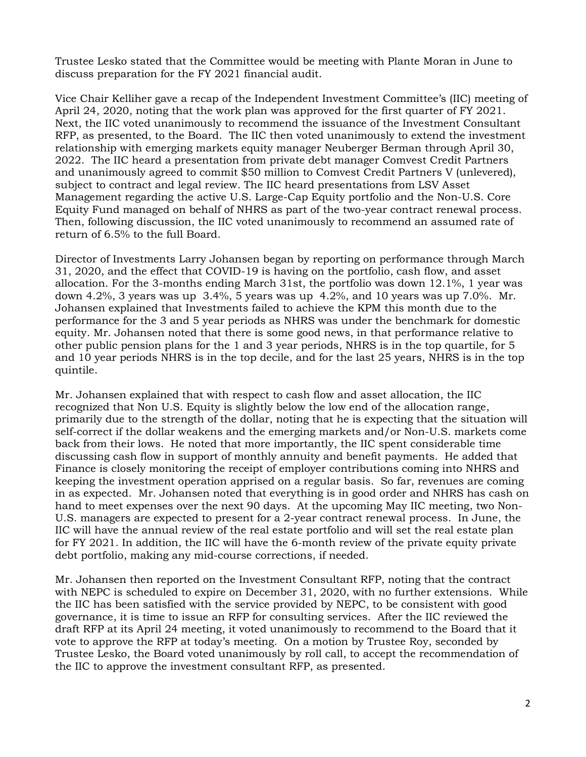Trustee Lesko stated that the Committee would be meeting with Plante Moran in June to discuss preparation for the FY 2021 financial audit.

Vice Chair Kelliher gave a recap of the Independent Investment Committee's (IIC) meeting of April 24, 2020, noting that the work plan was approved for the first quarter of FY 2021. Next, the IIC voted unanimously to recommend the issuance of the Investment Consultant RFP, as presented, to the Board. The IIC then voted unanimously to extend the investment relationship with emerging markets equity manager Neuberger Berman through April 30, 2022. The IIC heard a presentation from private debt manager Comvest Credit Partners and unanimously agreed to commit $50 million to Comvest Credit Partners V (unlevered), subject to contract and legal review. The IIC heard presentations from LSV Asset Management regarding the active U.S. Large-Cap Equity portfolio and the Non-U.S. Core Equity Fund managed on behalf of NHRS as part of the two-year contract renewal process. Then, following discussion, the IIC voted unanimously to recommend an assumed rate of return of 6.5% to the full Board.

Director of Investments Larry Johansen began by reporting on performance through March 31, 2020, and the effect that COVID-19 is having on the portfolio, cash flow, and asset allocation. For the 3-months ending March 31st, the portfolio was down 12.1%, 1 year was down 4.2%, 3 years was up 3.4%, 5 years was up 4.2%, and 10 years was up 7.0%. Mr. Johansen explained that Investments failed to achieve the KPM this month due to the performance for the 3 and 5 year periods as NHRS was under the benchmark for domestic equity. Mr. Johansen noted that there is some good news, in that performance relative to other public pension plans for the 1 and 3 year periods, NHRS is in the top quartile, for 5 and 10 year periods NHRS is in the top decile, and for the last 25 years, NHRS is in the top quintile.

Mr. Johansen explained that with respect to cash flow and asset allocation, the IIC recognized that Non U.S. Equity is slightly below the low end of the allocation range, primarily due to the strength of the dollar, noting that he is expecting that the situation will self-correct if the dollar weakens and the emerging markets and/or Non-U.S. markets come back from their lows. He noted that more importantly, the IIC spent considerable time discussing cash flow in support of monthly annuity and benefit payments. He added that Finance is closely monitoring the receipt of employer contributions coming into NHRS and keeping the investment operation apprised on a regular basis. So far, revenues are coming in as expected. Mr. Johansen noted that everything is in good order and NHRS has cash on hand to meet expenses over the next 90 days. At the upcoming May IIC meeting, two Non-U.S. managers are expected to present for a 2-year contract renewal process. In June, the IIC will have the annual review of the real estate portfolio and will set the real estate plan for FY 2021. In addition, the IIC will have the 6-month review of the private equity private debt portfolio, making any mid-course corrections, if needed.

Mr. Johansen then reported on the Investment Consultant RFP, noting that the contract with NEPC is scheduled to expire on December 31, 2020, with no further extensions. While the IIC has been satisfied with the service provided by NEPC, to be consistent with good governance, it is time to issue an RFP for consulting services. After the IIC reviewed the draft RFP at its April 24 meeting, it voted unanimously to recommend to the Board that it vote to approve the RFP at today's meeting. On a motion by Trustee Roy, seconded by Trustee Lesko, the Board voted unanimously by roll call, to accept the recommendation of the IIC to approve the investment consultant RFP, as presented.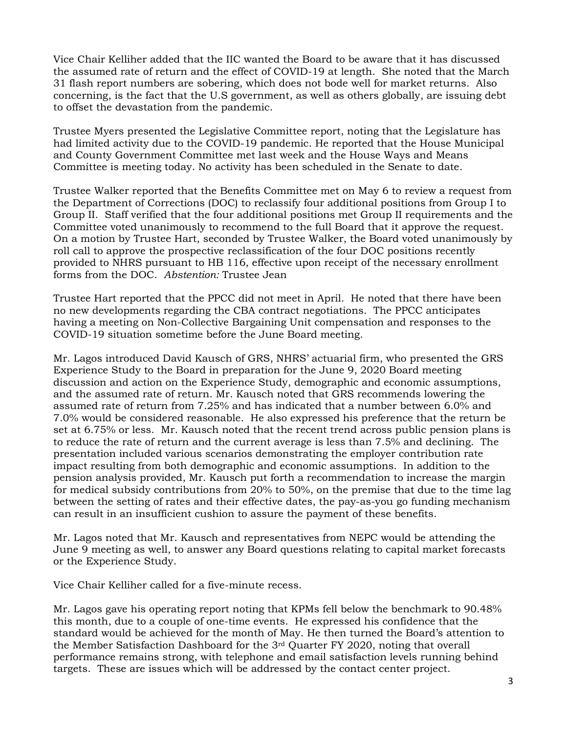Vice Chair Kelliher added that the IIC wanted the Board to be aware that it has discussed the assumed rate of return and the effect of COVID-19 at length. She noted that the March 31 flash report numbers are sobering, which does not bode well for market returns. Also concerning, is the fact that the U.S government, as well as others globally, are issuing debt to offset the devastation from the pandemic.

Trustee Myers presented the Legislative Committee report, noting that the Legislature has had limited activity due to the COVID-19 pandemic. He reported that the House Municipal and County Government Committee met last week and the House Ways and Means Committee is meeting today. No activity has been scheduled in the Senate to date.

Trustee Walker reported that the Benefits Committee met on May 6 to review a request from the Department of Corrections (DOC) to reclassify four additional positions from Group I to Group II. Staff verified that the four additional positions met Group II requirements and the Committee voted unanimously to recommend to the full Board that it approve the request. On a motion by Trustee Hart, seconded by Trustee Walker, the Board voted unanimously by roll call to approve the prospective reclassification of the four DOC positions recently provided to NHRS pursuant to HB 116, effective upon receipt of the necessary enrollment forms from the DOC. *Abstention:* Trustee Jean

Trustee Hart reported that the PPCC did not meet in April. He noted that there have been no new developments regarding the CBA contract negotiations. The PPCC anticipates having a meeting on Non-Collective Bargaining Unit compensation and responses to the COVID-19 situation sometime before the June Board meeting.

Mr. Lagos introduced David Kausch of GRS, NHRS' actuarial firm, who presented the GRS Experience Study to the Board in preparation for the June 9, 2020 Board meeting discussion and action on the Experience Study, demographic and economic assumptions, and the assumed rate of return. Mr. Kausch noted that GRS recommends lowering the assumed rate of return from 7.25% and has indicated that a number between 6.0% and 7.0% would be considered reasonable. He also expressed his preference that the return be set at 6.75% or less. Mr. Kausch noted that the recent trend across public pension plans is to reduce the rate of return and the current average is less than 7.5% and declining. The presentation included various scenarios demonstrating the employer contribution rate impact resulting from both demographic and economic assumptions. In addition to the pension analysis provided, Mr. Kausch put forth a recommendation to increase the margin for medical subsidy contributions from 20% to 50%, on the premise that due to the time lag between the setting of rates and their effective dates, the pay-as-you go funding mechanism can result in an insufficient cushion to assure the payment of these benefits.

Mr. Lagos noted that Mr. Kausch and representatives from NEPC would be attending the June 9 meeting as well, to answer any Board questions relating to capital market forecasts or the Experience Study.

Vice Chair Kelliher called for a five-minute recess.

Mr. Lagos gave his operating report noting that KPMs fell below the benchmark to 90.48% this month, due to a couple of one-time events. He expressed his confidence that the standard would be achieved for the month of May. He then turned the Board's attention to the Member Satisfaction Dashboard for the 3rd Quarter FY 2020, noting that overall performance remains strong, with telephone and email satisfaction levels running behind targets. These are issues which will be addressed by the contact center project.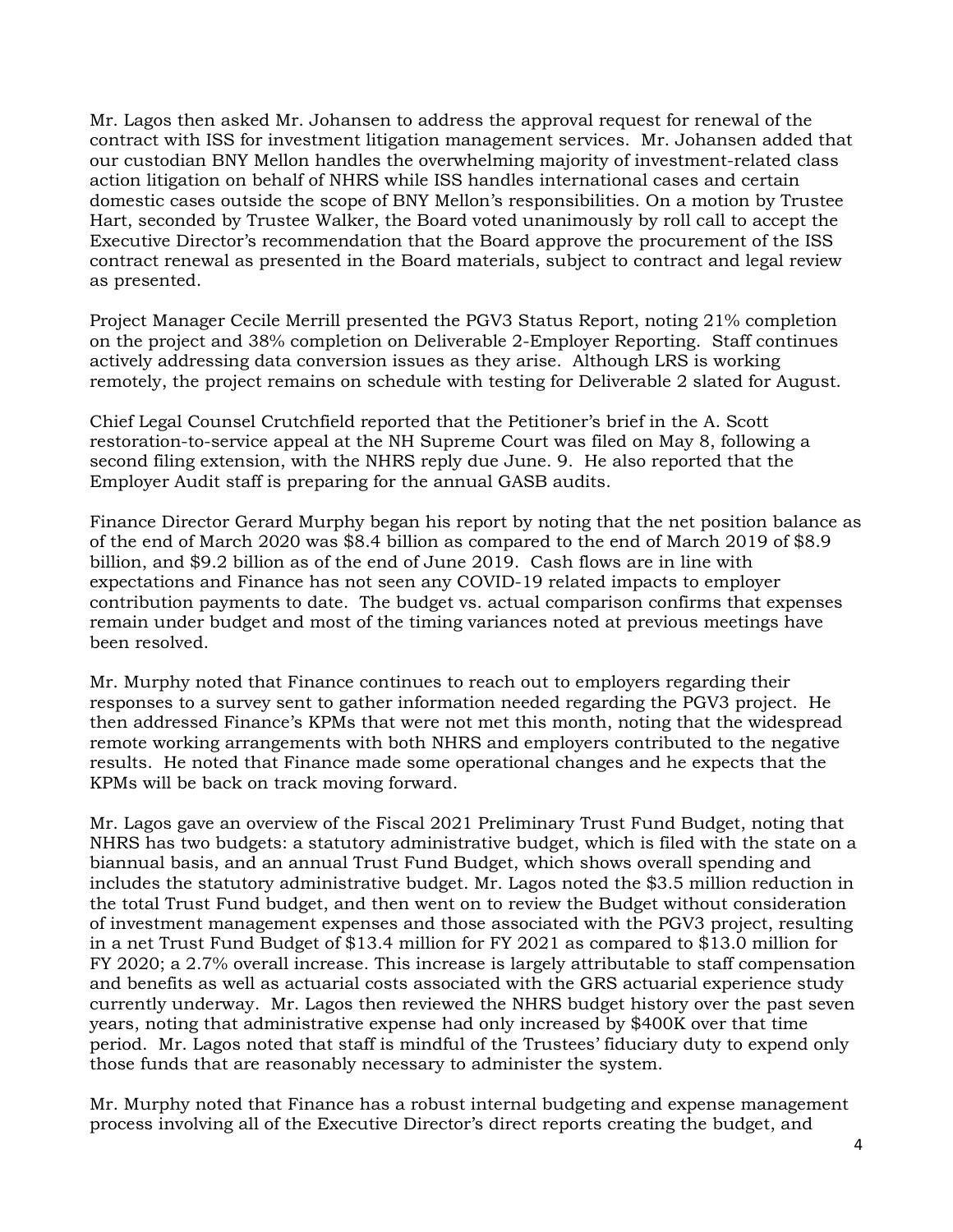Mr. Lagos then asked Mr. Johansen to address the approval request for renewal of the contract with ISS for investment litigation management services. Mr. Johansen added that our custodian BNY Mellon handles the overwhelming majority of investment-related class action litigation on behalf of NHRS while ISS handles international cases and certain domestic cases outside the scope of BNY Mellon's responsibilities. On a motion by Trustee Hart, seconded by Trustee Walker, the Board voted unanimously by roll call to accept the Executive Director's recommendation that the Board approve the procurement of the ISS contract renewal as presented in the Board materials, subject to contract and legal review as presented.

Project Manager Cecile Merrill presented the PGV3 Status Report, noting 21% completion on the project and 38% completion on Deliverable 2-Employer Reporting. Staff continues actively addressing data conversion issues as they arise. Although LRS is working remotely, the project remains on schedule with testing for Deliverable 2 slated for August.

Chief Legal Counsel Crutchfield reported that the Petitioner's brief in the A. Scott restoration-to-service appeal at the NH Supreme Court was filed on May 8, following a second filing extension, with the NHRS reply due June. 9. He also reported that the Employer Audit staff is preparing for the annual GASB audits.

Finance Director Gerard Murphy began his report by noting that the net position balance as of the end of March 2020 was $8.4 billion as compared to the end of March 2019 of $8.9 billion, and $9.2 billion as of the end of June 2019. Cash flows are in line with expectations and Finance has not seen any COVID-19 related impacts to employer contribution payments to date. The budget vs. actual comparison confirms that expenses remain under budget and most of the timing variances noted at previous meetings have been resolved.

Mr. Murphy noted that Finance continues to reach out to employers regarding their responses to a survey sent to gather information needed regarding the PGV3 project. He then addressed Finance's KPMs that were not met this month, noting that the widespread remote working arrangements with both NHRS and employers contributed to the negative results. He noted that Finance made some operational changes and he expects that the KPMs will be back on track moving forward.

Mr. Lagos gave an overview of the Fiscal 2021 Preliminary Trust Fund Budget, noting that NHRS has two budgets: a statutory administrative budget, which is filed with the state on a biannual basis, and an annual Trust Fund Budget, which shows overall spending and includes the statutory administrative budget. Mr. Lagos noted the $3.5 million reduction in the total Trust Fund budget, and then went on to review the Budget without consideration of investment management expenses and those associated with the PGV3 project, resulting in a net Trust Fund Budget of $13.4 million for FY 2021 as compared to $13.0 million for FY 2020; a 2.7% overall increase. This increase is largely attributable to staff compensation and benefits as well as actuarial costs associated with the GRS actuarial experience study currently underway. Mr. Lagos then reviewed the NHRS budget history over the past seven years, noting that administrative expense had only increased by $400K over that time period. Mr. Lagos noted that staff is mindful of the Trustees' fiduciary duty to expend only those funds that are reasonably necessary to administer the system.

Mr. Murphy noted that Finance has a robust internal budgeting and expense management process involving all of the Executive Director's direct reports creating the budget, and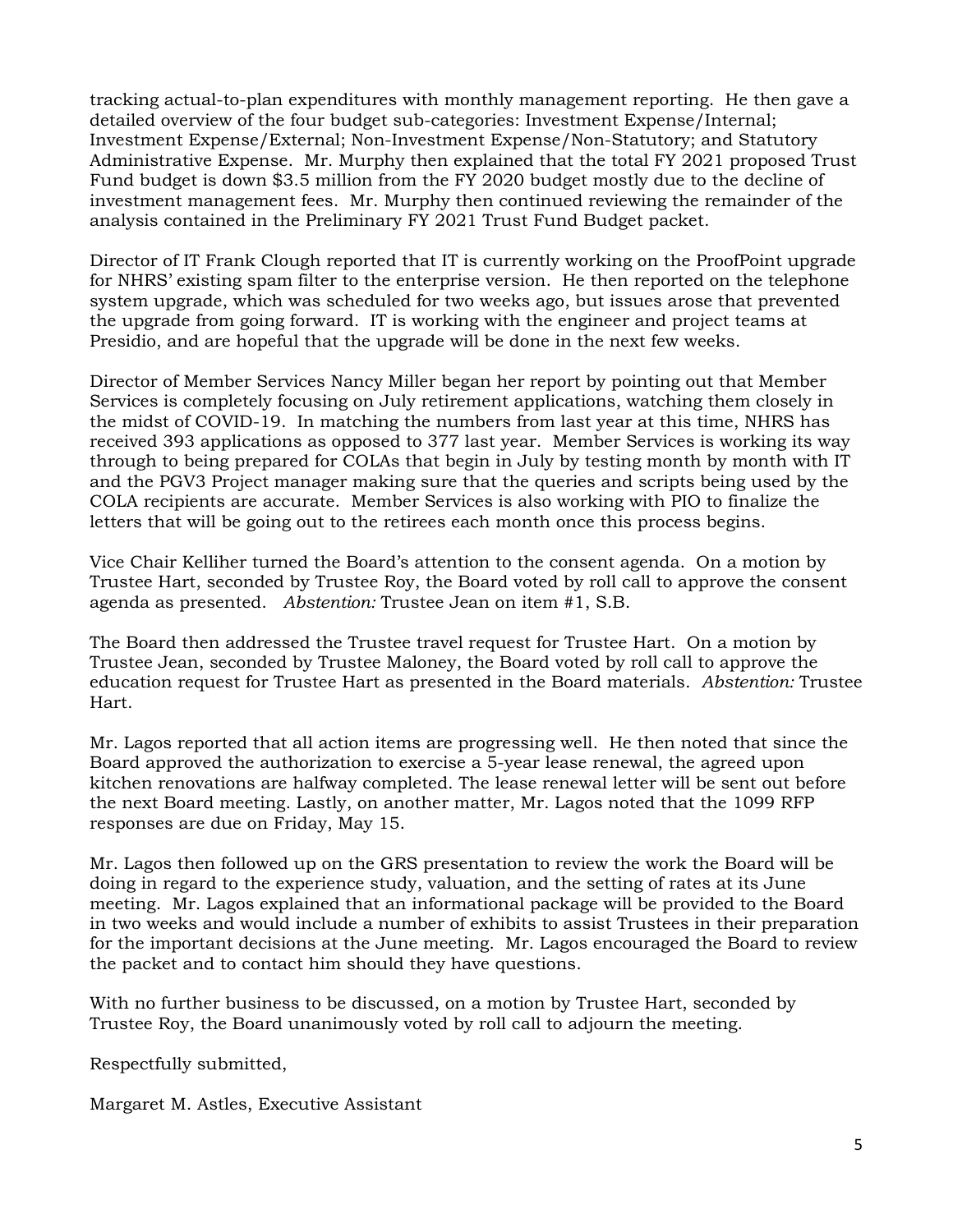tracking actual-to-plan expenditures with monthly management reporting. He then gave a detailed overview of the four budget sub-categories: Investment Expense/Internal; Investment Expense/External; Non-Investment Expense/Non-Statutory; and Statutory Administrative Expense. Mr. Murphy then explained that the total FY 2021 proposed Trust Fund budget is down $3.5 million from the FY 2020 budget mostly due to the decline of investment management fees. Mr. Murphy then continued reviewing the remainder of the analysis contained in the Preliminary FY 2021 Trust Fund Budget packet.

Director of IT Frank Clough reported that IT is currently working on the ProofPoint upgrade for NHRS' existing spam filter to the enterprise version. He then reported on the telephone system upgrade, which was scheduled for two weeks ago, but issues arose that prevented the upgrade from going forward. IT is working with the engineer and project teams at Presidio, and are hopeful that the upgrade will be done in the next few weeks.

Director of Member Services Nancy Miller began her report by pointing out that Member Services is completely focusing on July retirement applications, watching them closely in the midst of COVID-19. In matching the numbers from last year at this time, NHRS has received 393 applications as opposed to 377 last year. Member Services is working its way through to being prepared for COLAs that begin in July by testing month by month with IT and the PGV3 Project manager making sure that the queries and scripts being used by the COLA recipients are accurate. Member Services is also working with PIO to finalize the letters that will be going out to the retirees each month once this process begins.

Vice Chair Kelliher turned the Board's attention to the consent agenda. On a motion by Trustee Hart, seconded by Trustee Roy, the Board voted by roll call to approve the consent agenda as presented. *Abstention:* Trustee Jean on item #1, S.B.

The Board then addressed the Trustee travel request for Trustee Hart. On a motion by Trustee Jean, seconded by Trustee Maloney, the Board voted by roll call to approve the education request for Trustee Hart as presented in the Board materials. *Abstention:* Trustee Hart.

Mr. Lagos reported that all action items are progressing well. He then noted that since the Board approved the authorization to exercise a 5-year lease renewal, the agreed upon kitchen renovations are halfway completed. The lease renewal letter will be sent out before the next Board meeting. Lastly, on another matter, Mr. Lagos noted that the 1099 RFP responses are due on Friday, May 15.

Mr. Lagos then followed up on the GRS presentation to review the work the Board will be doing in regard to the experience study, valuation, and the setting of rates at its June meeting. Mr. Lagos explained that an informational package will be provided to the Board in two weeks and would include a number of exhibits to assist Trustees in their preparation for the important decisions at the June meeting. Mr. Lagos encouraged the Board to review the packet and to contact him should they have questions.

With no further business to be discussed, on a motion by Trustee Hart, seconded by Trustee Roy, the Board unanimously voted by roll call to adjourn the meeting.

Respectfully submitted,

Margaret M. Astles, Executive Assistant